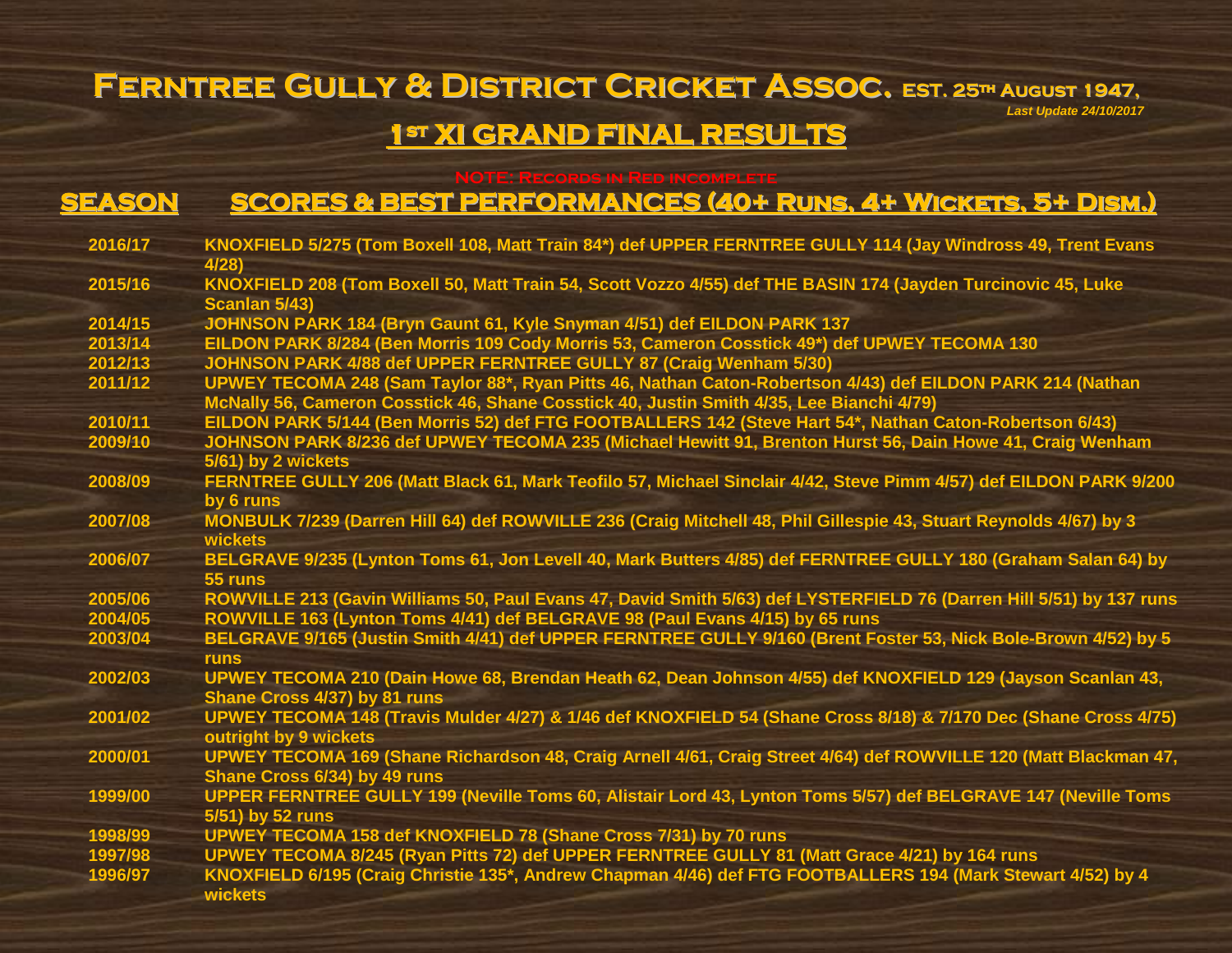# Ferntree Gully & District Cricket Assoc. EST. 25th August 1947.

*Last Update 24/10/2017*

## 1st XI GRAND FINAL RESULTS

NOTE: Records in Red incomplete

| SEASON | SCORES & BEST PERFORMANCES (40+ Runs, 4+ Wickets, 5+ Dism.) |
|---|---|
| 2016/17 | KNOXFIELD 5/275 (Tom Boxell 108, Matt Train 84*) def UPPER FERNTREE GULLY 114 (Jay Windross 49, Trent Evans 4/28) |
| 2015/16 | KNOXFIELD 208 (Tom Boxell 50, Matt Train 54, Scott Vozzo 4/55) def THE BASIN 174 (Jayden Turcinovic 45, Luke Scanlan 5/43) |
| 2014/15 | JOHNSON PARK 184 (Bryn Gaunt 61, Kyle Snyman 4/51) def EILDON PARK 137 |
| 2013/14 | EILDON PARK 8/284 (Ben Morris 109 Cody Morris 53, Cameron Cosstick 49*) def UPWEY TECOMA 130 |
| 2012/13 | JOHNSON PARK 4/88 def UPPER FERNTREE GULLY 87 (Craig Wenham 5/30) |
| 2011/12 | UPWEY TECOMA 248 (Sam Taylor 88*, Ryan Pitts 46, Nathan Caton-Robertson 4/43) def EILDON PARK 214 (Nathan McNally 56, Cameron Cosstick 46, Shane Cosstick 40, Justin Smith 4/35, Lee Bianchi 4/79) |
| 2010/11 | EILDON PARK 5/144 (Ben Morris 52) def FTG FOOTBALLERS 142 (Steve Hart 54*, Nathan Caton-Robertson 6/43) |
| 2009/10 | JOHNSON PARK 8/236 def UPWEY TECOMA 235 (Michael Hewitt 91, Brenton Hurst 56, Dain Howe 41, Craig Wenham 5/61) by 2 wickets |
| 2008/09 | FERNTREE GULLY 206 (Matt Black 61, Mark Teofilo 57, Michael Sinclair 4/42, Steve Pimm 4/57) def EILDON PARK 9/200 by 6 runs |
| 2007/08 | MONBULK 7/239 (Darren Hill 64) def ROWVILLE 236 (Craig Mitchell 48, Phil Gillespie 43, Stuart Reynolds 4/67) by 3 wickets |
| 2006/07 | BELGRAVE 9/235 (Lynton Toms 61, Jon Levell 40, Mark Butters 4/85) def FERNTREE GULLY 180 (Graham Salan 64) by 55 runs |
| 2005/06 | ROWVILLE 213 (Gavin Williams 50, Paul Evans 47, David Smith 5/63) def LYSTERFIELD 76 (Darren Hill 5/51) by 137 runs |
| 2004/05 | ROWVILLE 163 (Lynton Toms 4/41) def BELGRAVE 98 (Paul Evans 4/15) by 65 runs |
| 2003/04 | BELGRAVE 9/165 (Justin Smith 4/41) def UPPER FERNTREE GULLY 9/160 (Brent Foster 53, Nick Bole-Brown 4/52) by 5 runs |
| 2002/03 | UPWEY TECOMA 210 (Dain Howe 68, Brendan Heath 62, Dean Johnson 4/55) def KNOXFIELD 129 (Jayson Scanlan 43, Shane Cross 4/37) by 81 runs |
| 2001/02 | UPWEY TECOMA 148 (Travis Mulder 4/27) & 1/46 def KNOXFIELD 54 (Shane Cross 8/18) & 7/170 Dec (Shane Cross 4/75) outright by 9 wickets |
| 2000/01 | UPWEY TECOMA 169 (Shane Richardson 48, Craig Arnell 4/61, Craig Street 4/64) def ROWVILLE 120 (Matt Blackman 47, Shane Cross 6/34) by 49 runs |
| 1999/00 | UPPER FERNTREE GULLY 199 (Neville Toms 60, Alistair Lord 43, Lynton Toms 5/57) def BELGRAVE 147 (Neville Toms 5/51) by 52 runs |
| 1998/99 | UPWEY TECOMA 158 def KNOXFIELD 78 (Shane Cross 7/31) by 70 runs |
| 1997/98 | UPWEY TECOMA 8/245 (Ryan Pitts 72) def UPPER FERNTREE GULLY 81 (Matt Grace 4/21) by 164 runs |
| 1996/97 | KNOXFIELD 6/195 (Craig Christie 135*, Andrew Chapman 4/46) def FTG FOOTBALLERS 194 (Mark Stewart 4/52) by 4 wickets |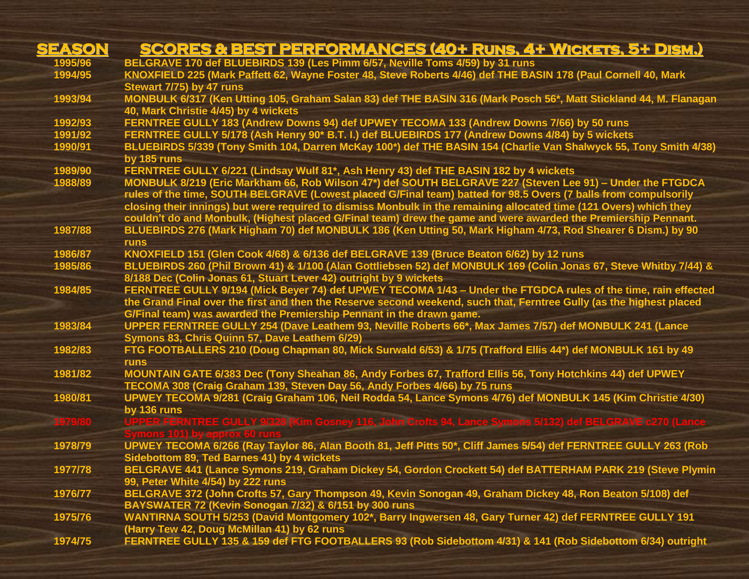| SEASON | SCORES & BEST PERFORMANCES (40+ Runs, 4+ Wickets, 5+ Dism.) |
| --- | --- |
| 1995/96 | BELGRAVE 170 def BLUEBIRDS 139 (Les Pimm 6/57, Neville Toms 4/59) by 31 runs |
| 1994/95 | KNOXFIELD 225 (Mark Paffett 62, Wayne Foster 48, Steve Roberts 4/46) def THE BASIN 178 (Paul Cornell 40, Mark Stewart 7/75) by 47 runs |
| 1993/94 | MONBULK 6/317 (Ken Utting 105, Graham Salan 83) def THE BASIN 316 (Mark Posch 56*, Matt Stickland 44, M. Flanagan 40, Mark Christie 4/45) by 4 wickets |
| 1992/93 | FERNTREE GULLY 183 (Andrew Downs 94) def UPWEY TECOMA 133 (Andrew Downs 7/66) by 50 runs |
| 1991/92 | FERNTREE GULLY 5/178 (Ash Henry 90* B.T. I.) def BLUEBIRDS 177 (Andrew Downs 4/84) by 5 wickets |
| 1990/91 | BLUEBIRDS 5/339 (Tony Smith 104, Darren McKay 100*) def THE BASIN 154 (Charlie Van Shalwyck 55, Tony Smith 4/38) by 185 runs |
| 1989/90 | FERNTREE GULLY 6/221 (Lindsay Wulf 81*, Ash Henry 43) def THE BASIN 182 by 4 wickets |
| 1988/89 | MONBULK 8/219 (Eric Markham 66, Rob Wilson 47*) def SOUTH BELGRAVE 227 (Steven Lee 91) – Under the FTGDCA rules of the time, SOUTH BELGRAVE (Lowest placed G/Final team) batted for 98.5 Overs (7 balls from compulsorily closing their innings) but were required to dismiss Monbulk in the remaining allocated time (121 Overs) which they couldn't do and Monbulk, (Highest placed G/Final team) drew the game and were awarded the Premiership Pennant. |
| 1987/88 | BLUEBIRDS 276 (Mark Higham 70) def MONBULK 186 (Ken Utting 50, Mark Higham 4/73, Rod Shearer 6 Dism.) by 90 runs |
| 1986/87 | KNOXFIELD 151 (Glen Cook 4/68) & 6/136 def BELGRAVE 139 (Bruce Beaton 6/62) by 12 runs |
| 1985/86 | BLUEBIRDS 260 (Phil Brown 41) & 1/100 (Alan Gottliebsen 52) def MONBULK 169 (Colin Jonas 67, Steve Whitby 7/44) & 8/188 Dec (Colin Jonas 61, Stuart Lever 42) outright by 9 wickets |
| 1984/85 | FERNTREE GULLY 9/194 (Mick Beyer 74) def UPWEY TECOMA 1/43 – Under the FTGDCA rules of the time, rain effected the Grand Final over the first and then the Reserve second weekend, such that, Ferntree Gully (as the highest placed G/Final team) was awarded the Premiership Pennant in the drawn game. |
| 1983/84 | UPPER FERNTREE GULLY 254 (Dave Leathem 93, Neville Roberts 66*, Max James 7/57) def MONBULK 241 (Lance Symons 83, Chris Quinn 57, Dave Leathem 6/29) |
| 1982/83 | FTG FOOTBALLERS 210 (Doug Chapman 80, Mick Surwald 6/53) & 1/75 (Trafford Ellis 44*) def MONBULK 161 by 49 runs |
| 1981/82 | MOUNTAIN GATE 6/383 Dec (Tony Sheahan 86, Andy Forbes 67, Trafford Ellis 56, Tony Hotchkins 44) def UPWEY TECOMA 308 (Craig Graham 139, Steven Day 56, Andy Forbes 4/66) by 75 runs |
| 1980/81 | UPWEY TECOMA 9/281 (Craig Graham 106, Neil Rodda 54, Lance Symons 4/76) def MONBULK 145 (Kim Christie 4/30) by 136 runs |
| 1979/80 | UPPER FERNTREE GULLY 9/328 (Kim Gosney 116, John Crofts 94, Lance Symons 5/132) def BELGRAVE c270 (Lance Symons 101) by approx 60 runs |
| 1978/79 | UPWEY TECOMA 6/266 (Ray Taylor 86, Alan Booth 81, Jeff Pitts 50*, Cliff James 5/54) def FERNTREE GULLY 263 (Rob Sidebottom 89, Ted Barnes 41) by 4 wickets |
| 1977/78 | BELGRAVE 441 (Lance Symons 219, Graham Dickey 54, Gordon Crockett 54) def BATTERHAM PARK 219 (Steve Plymin 99, Peter White 4/54) by 222 runs |
| 1976/77 | BELGRAVE 372 (John Crofts 57, Gary Thompson 49, Kevin Sonogan 49, Graham Dickey 48, Ron Beaton 5/108) def BAYSWATER 72 (Kevin Sonogan 7/32) & 6/151 by 300 runs |
| 1975/76 | WANTIRNA SOUTH 5/253 (David Montgomery 102*, Barry Ingwersen 48, Gary Turner 42) def FERNTREE GULLY 191 (Harry Tew 42, Doug McMillan 41) by 62 runs |
| 1974/75 | FERNTREE GULLY 135 & 159 def FTG FOOTBALLERS 93 (Rob Sidebottom 4/31) & 141 (Rob Sidebottom 6/34) outright |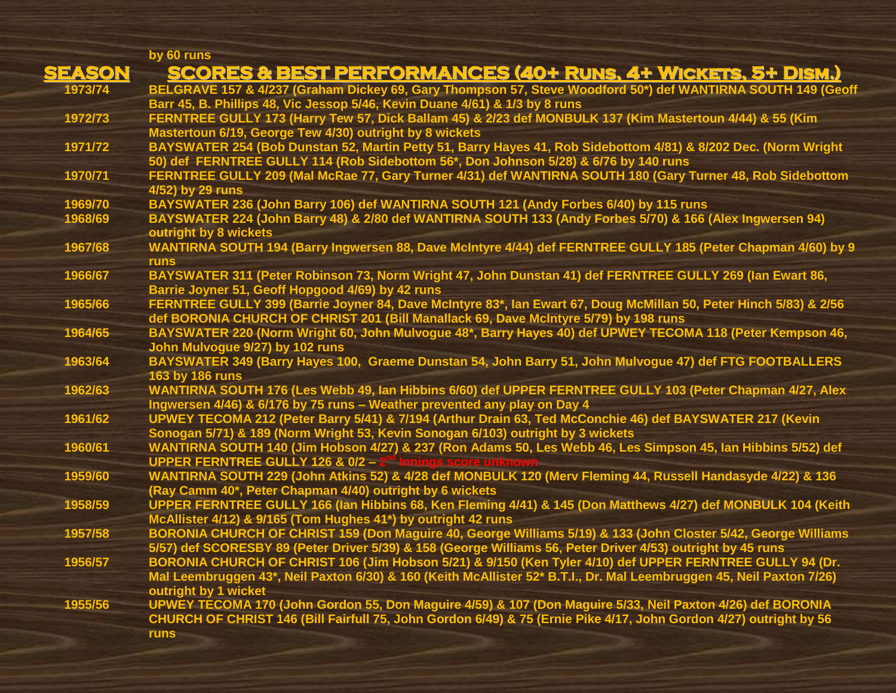by 60 runs

| SEASON | SCORES & BEST PERFORMANCES (40+ Runs, 4+ Wickets, 5+ Dism.) |
|---|---|
| 1973/74 | BELGRAVE 157 & 4/237 (Graham Dickey 69, Gary Thompson 57, Steve Woodford 50*) def WANTIRNA SOUTH 149 (Geoff Barr 45, B. Phillips 48, Vic Jessop 5/46, Kevin Duane 4/61) & 1/3 by 8 runs |
| 1972/73 | FERNTREE GULLY 173 (Harry Tew 57, Dick Ballam 45) & 2/23 def MONBULK 137 (Kim Mastertoun 4/44) & 55 (Kim Mastertoun 6/19, George Tew 4/30) outright by 8 wickets |
| 1971/72 | BAYSWATER 254 (Bob Dunstan 52, Martin Petty 51, Barry Hayes 41, Rob Sidebottom 4/81) & 8/202 Dec. (Norm Wright 50) def FERNTREE GULLY 114 (Rob Sidebottom 56*, Don Johnson 5/28) & 6/76 by 140 runs |
| 1970/71 | FERNTREE GULLY 209 (Mal McRae 77, Gary Turner 4/31) def WANTIRNA SOUTH 180 (Gary Turner 48, Rob Sidebottom 4/52) by 29 runs |
| 1969/70 | BAYSWATER 236 (John Barry 106) def WANTIRNA SOUTH 121 (Andy Forbes 6/40) by 115 runs |
| 1968/69 | BAYSWATER 224 (John Barry 48) & 2/80 def WANTIRNA SOUTH 133 (Andy Forbes 5/70) & 166 (Alex Ingwersen 94) outright by 8 wickets |
| 1967/68 | WANTIRNA SOUTH 194 (Barry Ingwersen 88, Dave McIntyre 4/44) def FERNTREE GULLY 185 (Peter Chapman 4/60) by 9 runs |
| 1966/67 | BAYSWATER 311 (Peter Robinson 73, Norm Wright 47, John Dunstan 41) def FERNTREE GULLY 269 (Ian Ewart 86, Barrie Joyner 51, Geoff Hopgood 4/69) by 42 runs |
| 1965/66 | FERNTREE GULLY 399 (Barrie Joyner 84, Dave McIntyre 83*, Ian Ewart 67, Doug McMillan 50, Peter Hinch 5/83) & 2/56 def BORONIA CHURCH OF CHRIST 201 (Bill Manallack 69, Dave McIntyre 5/79) by 198 runs |
| 1964/65 | BAYSWATER 220 (Norm Wright 60, John Mulvogue 48*, Barry Hayes 40) def UPWEY TECOMA 118 (Peter Kempson 46, John Mulvogue 9/27) by 102 runs |
| 1963/64 | BAYSWATER 349 (Barry Hayes 100, Graeme Dunstan 54, John Barry 51, John Mulvogue 47) def FTG FOOTBALLERS 163 by 186 runs |
| 1962/63 | WANTIRNA SOUTH 176 (Les Webb 49, Ian Hibbins 6/60) def UPPER FERNTREE GULLY 103 (Peter Chapman 4/27, Alex Ingwersen 4/46) & 6/176 by 75 runs – Weather prevented any play on Day 4 |
| 1961/62 | UPWEY TECOMA 212 (Peter Barry 5/41) & 7/194 (Arthur Drain 63, Ted McConchie 46) def BAYSWATER 217 (Kevin Sonogan 5/71) & 189 (Norm Wright 53, Kevin Sonogan 6/103) outright by 3 wickets |
| 1960/61 | WANTIRNA SOUTH 140 (Jim Hobson 4/27) & 237 (Ron Adams 50, Les Webb 46, Les Simpson 45, Ian Hibbins 5/52) def UPPER FERNTREE GULLY 126 & 0/2 – 2nd Innings score unknown |
| 1959/60 | WANTIRNA SOUTH 229 (John Atkins 52) & 4/28 def MONBULK 120 (Merv Fleming 44, Russell Handasyde 4/22) & 136 (Ray Camm 40*, Peter Chapman 4/40) outright by 6 wickets |
| 1958/59 | UPPER FERNTREE GULLY 166 (Ian Hibbins 68, Ken Fleming 4/41) & 145 (Don Matthews 4/27) def MONBULK 104 (Keith McAllister 4/12) & 9/165 (Tom Hughes 41*) by outright 42 runs |
| 1957/58 | BORONIA CHURCH OF CHRIST 159 (Don Maguire 40, George Williams 5/19) & 133 (John Closter 5/42, George Williams 5/57) def SCORESBY 89 (Peter Driver 5/39) & 158 (George Williams 56, Peter Driver 4/53) outright by 45 runs |
| 1956/57 | BORONIA CHURCH OF CHRIST 106 (Jim Hobson 5/21) & 9/150 (Ken Tyler 4/10) def UPPER FERNTREE GULLY 94 (Dr. Mal Leembruggen 43*, Neil Paxton 6/30) & 160 (Keith McAllister 52* B.T.I., Dr. Mal Leembruggen 45, Neil Paxton 7/26) outright by 1 wicket |
| 1955/56 | UPWEY TECOMA 170 (John Gordon 55, Don Maguire 4/59) & 107 (Don Maguire 5/33, Neil Paxton 4/26) def BORONIA CHURCH OF CHRIST 146 (Bill Fairfull 75, John Gordon 6/49) & 75 (Ernie Pike 4/17, John Gordon 4/27) outright by 56 runs |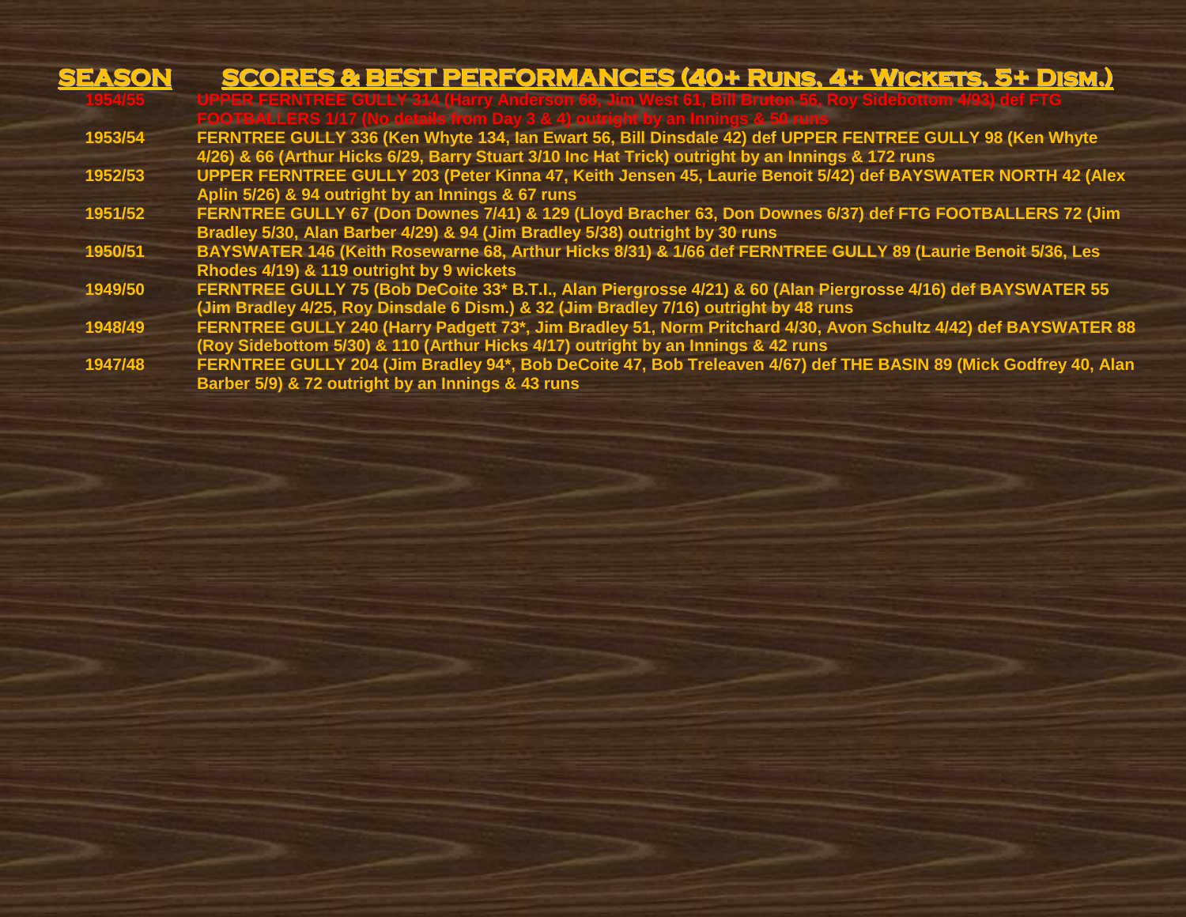| SEASON | SCORES & BEST PERFORMANCES (40+ Runs, 4+ Wickets, 5+ Dism.) |
|---|---|
| 1954/55 | UPPER FERNTREE GULLY 314 (Harry Anderson 68, Jim West 61, Bill Bruton 56, Roy Sidebottom 4/93) def FTG FOOTBALLERS 1/17 (No details from Day 3 & 4) outright by an Innings & 50 runs |
| 1953/54 | FERNTREE GULLY 336 (Ken Whyte 134, Ian Ewart 56, Bill Dinsdale 42) def UPPER FENTREE GULLY 98 (Ken Whyte 4/26) & 66 (Arthur Hicks 6/29, Barry Stuart 3/10 Inc Hat Trick) outright by an Innings & 172 runs |
| 1952/53 | UPPER FERNTREE GULLY 203 (Peter Kinna 47, Keith Jensen 45, Laurie Benoit 5/42) def BAYSWATER NORTH 42 (Alex Aplin 5/26) & 94 outright by an Innings & 67 runs |
| 1951/52 | FERNTREE GULLY 67 (Don Downes 7/41) & 129 (Lloyd Bracher 63, Don Downes 6/37) def FTG FOOTBALLERS 72 (Jim Bradley 5/30, Alan Barber 4/29) & 94 (Jim Bradley 5/38) outright by 30 runs |
| 1950/51 | BAYSWATER 146 (Keith Rosewarne 68, Arthur Hicks 8/31) & 1/66 def FERNTREE GULLY 89 (Laurie Benoit 5/36, Les Rhodes 4/19) & 119 outright by 9 wickets |
| 1949/50 | FERNTREE GULLY 75 (Bob DeCoite 33* B.T.I., Alan Piergrosse 4/21) & 60 (Alan Piergrosse 4/16) def BAYSWATER 55 (Jim Bradley 4/25, Roy Dinsdale 6 Dism.) & 32 (Jim Bradley 7/16) outright by 48 runs |
| 1948/49 | FERNTREE GULLY 240 (Harry Padgett 73*, Jim Bradley 51, Norm Pritchard 4/30, Avon Schultz 4/42) def BAYSWATER 88 (Roy Sidebottom 5/30) & 110 (Arthur Hicks 4/17) outright by an Innings & 42 runs |
| 1947/48 | FERNTREE GULLY 204 (Jim Bradley 94*, Bob DeCoite 47, Bob Treleaven 4/67) def THE BASIN 89 (Mick Godfrey 40, Alan Barber 5/9) & 72 outright by an Innings & 43 runs |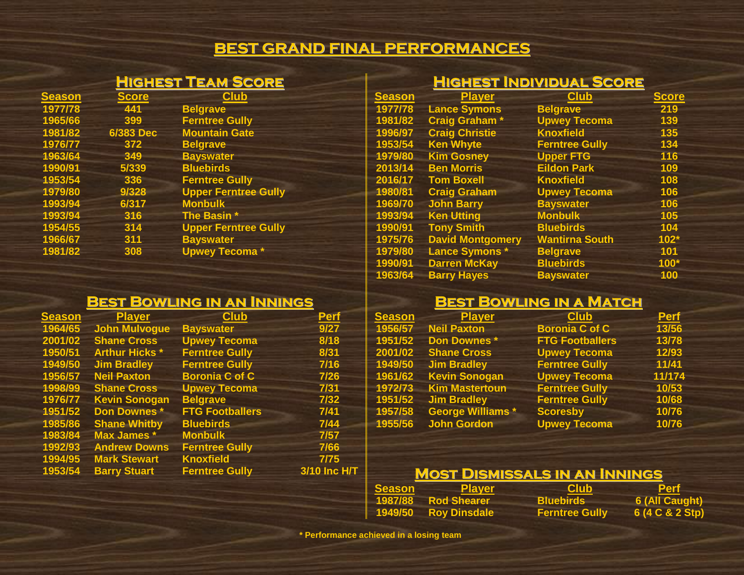# BEST GRAND FINAL PERFORMANCES

## Highest Team Score

| Season | Score | Club |
|---|---|---|
| 1977/78 | 441 | Belgrave |
| 1965/66 | 399 | Ferntree Gully |
| 1981/82 | 6/383 Dec | Mountain Gate |
| 1976/77 | 372 | Belgrave |
| 1963/64 | 349 | Bayswater |
| 1990/91 | 5/339 | Bluebirds |
| 1953/54 | 336 | Ferntree Gully |
| 1979/80 | 9/328 | Upper Ferntree Gully |
| 1993/94 | 6/317 | Monbulk |
| 1993/94 | 316 | The Basin * |
| 1954/55 | 314 | Upper Ferntree Gully |
| 1966/67 | 311 | Bayswater |
| 1981/82 | 308 | Upwey Tecoma * |

## Best Bowling in an Innings

| Season | Player | Club | Perf |
|---|---|---|---|
| 1964/65 | John Mulvogue | Bayswater | 9/27 |
| 2001/02 | Shane Cross | Upwey Tecoma | 8/18 |
| 1950/51 | Arthur Hicks * | Ferntree Gully | 8/31 |
| 1949/50 | Jim Bradley | Ferntree Gully | 7/16 |
| 1956/57 | Neil Paxton | Boronia C of C | 7/26 |
| 1998/99 | Shane Cross | Upwey Tecoma | 7/31 |
| 1976/77 | Kevin Sonogan | Belgrave | 7/32 |
| 1951/52 | Don Downes * | FTG Footballers | 7/41 |
| 1985/86 | Shane Whitby | Bluebirds | 7/44 |
| 1983/84 | Max James * | Monbulk | 7/57 |
| 1992/93 | Andrew Downs | Ferntree Gully | 7/66 |
| 1994/95 | Mark Stewart | Knoxfield | 7/75 |
| 1953/54 | Barry Stuart | Ferntree Gully | 3/10 Inc H/T |

## Highest Individual Score

| Season | Player | Club | Score |
|---|---|---|---|
| 1977/78 | Lance Symons | Belgrave | 219 |
| 1981/82 | Craig Graham * | Upwey Tecoma | 139 |
| 1996/97 | Craig Christie | Knoxfield | 135 |
| 1953/54 | Ken Whyte | Ferntree Gully | 134 |
| 1979/80 | Kim Gosney | Upper FTG | 116 |
| 2013/14 | Ben Morris | Eildon Park | 109 |
| 2016/17 | Tom Boxell | Knoxfield | 108 |
| 1980/81 | Craig Graham | Upwey Tecoma | 106 |
| 1969/70 | John Barry | Bayswater | 106 |
| 1993/94 | Ken Utting | Monbulk | 105 |
| 1990/91 | Tony Smith | Bluebirds | 104 |
| 1975/76 | David Montgomery | Wantirna South | 102* |
| 1979/80 | Lance Symons * | Belgrave | 101 |
| 1990/91 | Darren McKay | Bluebirds | 100* |
| 1963/64 | Barry Hayes | Bayswater | 100 |

## Best Bowling in a Match

| Season | Player | Club | Perf |
|---|---|---|---|
| 1956/57 | Neil Paxton | Boronia C of C | 13/56 |
| 1951/52 | Don Downes * | FTG Footballers | 13/78 |
| 2001/02 | Shane Cross | Upwey Tecoma | 12/93 |
| 1949/50 | Jim Bradley | Ferntree Gully | 11/41 |
| 1961/62 | Kevin Sonogan | Upwey Tecoma | 11/174 |
| 1972/73 | Kim Mastertoun | Ferntree Gully | 10/53 |
| 1951/52 | Jim Bradley | Ferntree Gully | 10/68 |
| 1957/58 | George Williams * | Scoresby | 10/76 |
| 1955/56 | John Gordon | Upwey Tecoma | 10/76 |

## Most Dismissals in an Innings

| Season | Player | Club | Perf |
|---|---|---|---|
| 1987/88 | Rod Shearer | Bluebirds | 6 (All Caught) |
| 1949/50 | Roy Dinsdale | Ferntree Gully | 6 (4 C & 2 Stp) |

\* Performance achieved in a losing team